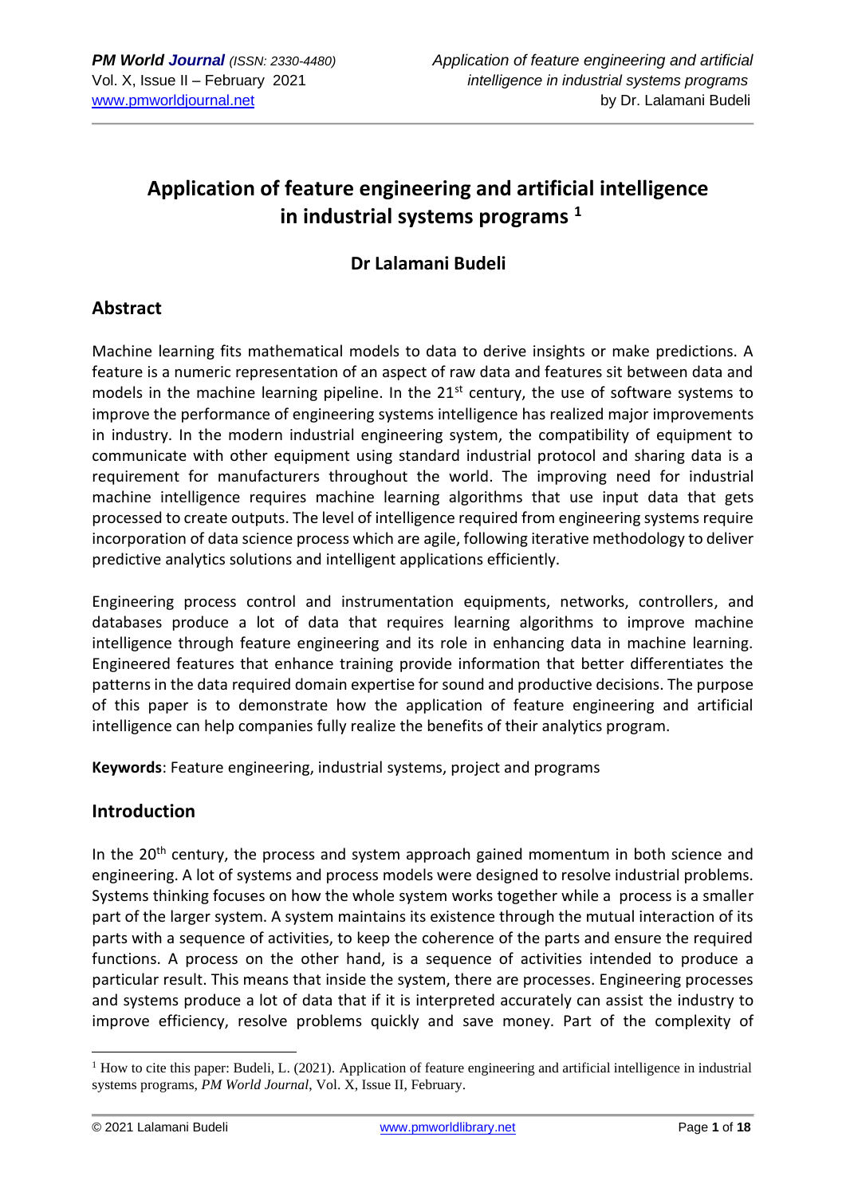# Application of feature engineering and artificial intelligence in industrial systems programs [1]

## Dr Lalamani Budeli

## Abstract

Machine learning fits mathematical models to data to derive insights or make predictions. A feature is a numeric representation of an aspect of raw data and features sit between data and models in the machine learning pipeline. In the 21st century, the use of software systems to improve the performance of engineering systems intelligence has realized major improvements in industry. In the modern industrial engineering system, the compatibility of equipment to communicate with other equipment using standard industrial protocol and sharing data is a requirement for manufacturers throughout the world. The improving need for industrial machine intelligence requires machine learning algorithms that use input data that gets processed to create outputs. The level of intelligence required from engineering systems require incorporation of data science process which are agile, following iterative methodology to deliver predictive analytics solutions and intelligent applications efficiently.

Engineering process control and instrumentation equipments, networks, controllers, and databases produce a lot of data that requires learning algorithms to improve machine intelligence through feature engineering and its role in enhancing data in machine learning. Engineered features that enhance training provide information that better differentiates the patterns in the data required domain expertise for sound and productive decisions. The purpose of this paper is to demonstrate how the application of feature engineering and artificial intelligence can help companies fully realize the benefits of their analytics program.

**Keywords**: Feature engineering, industrial systems, project and programs

## Introduction

In the 20th century, the process and system approach gained momentum in both science and engineering. A lot of systems and process models were designed to resolve industrial problems. Systems thinking focuses on how the whole system works together while a process is a smaller part of the larger system. A system maintains its existence through the mutual interaction of its parts with a sequence of activities, to keep the coherence of the parts and ensure the required functions. A process on the other hand, is a sequence of activities intended to produce a particular result. This means that inside the system, there are processes. Engineering processes and systems produce a lot of data that if it is interpreted accurately can assist the industry to improve efficiency, resolve problems quickly and save money. Part of the complexity of

---

[1] How to cite this paper: Budeli, L. (2021). Application of feature engineering and artificial intelligence in industrial systems programs, *PM World Journal*, Vol. X, Issue II, February.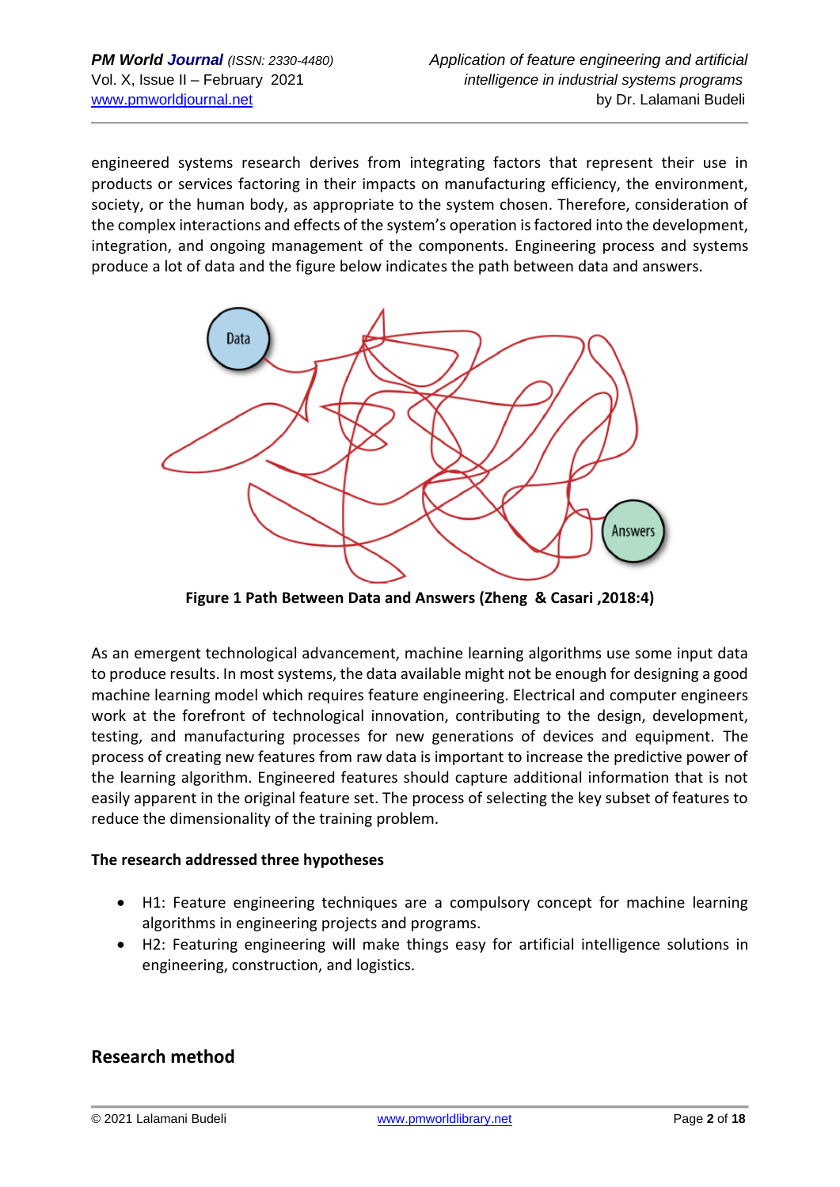engineered systems research derives from integrating factors that represent their use in products or services factoring in their impacts on manufacturing efficiency, the environment, society, or the human body, as appropriate to the system chosen. Therefore, consideration of the complex interactions and effects of the system's operation is factored into the development, integration, and ongoing management of the components. Engineering process and systems produce a lot of data and the figure below indicates the path between data and answers.

**Figure 1 Path Between Data and Answers (Zheng & Casari ,2018:4)**

As an emergent technological advancement, machine learning algorithms use some input data to produce results. In most systems, the data available might not be enough for designing a good machine learning model which requires feature engineering. Electrical and computer engineers work at the forefront of technological innovation, contributing to the design, development, testing, and manufacturing processes for new generations of devices and equipment. The process of creating new features from raw data is important to increase the predictive power of the learning algorithm. Engineered features should capture additional information that is not easily apparent in the original feature set. The process of selecting the key subset of features to reduce the dimensionality of the training problem.

**The research addressed three hypotheses**

- H1: Feature engineering techniques are a compulsory concept for machine learning algorithms in engineering projects and programs.
- H2: Featuring engineering will make things easy for artificial intelligence solutions in engineering, construction, and logistics.

## Research method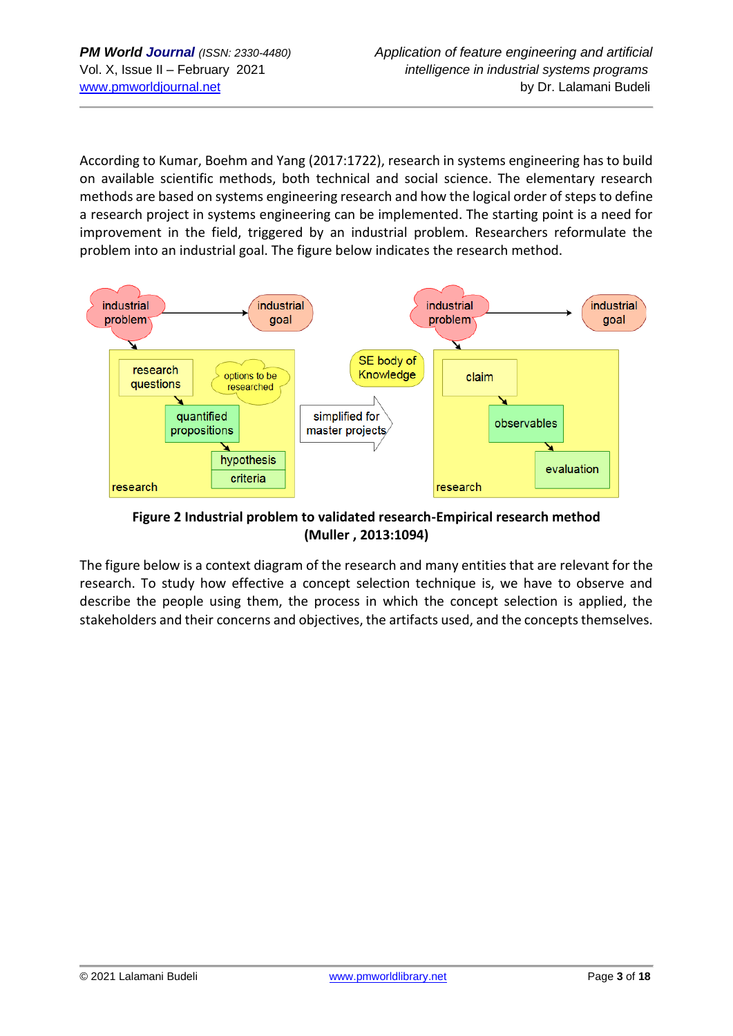According to Kumar, Boehm and Yang (2017:1722), research in systems engineering has to build on available scientific methods, both technical and social science. The elementary research methods are based on systems engineering research and how the logical order of steps to define a research project in systems engineering can be implemented. The starting point is a need for improvement in the field, triggered by an industrial problem. Researchers reformulate the problem into an industrial goal. The figure below indicates the research method.

**Figure 2 Industrial problem to validated research-Empirical research method (Muller , 2013:1094)**

The figure below is a context diagram of the research and many entities that are relevant for the research. To study how effective a concept selection technique is, we have to observe and describe the people using them, the process in which the concept selection is applied, the stakeholders and their concerns and objectives, the artifacts used, and the concepts themselves.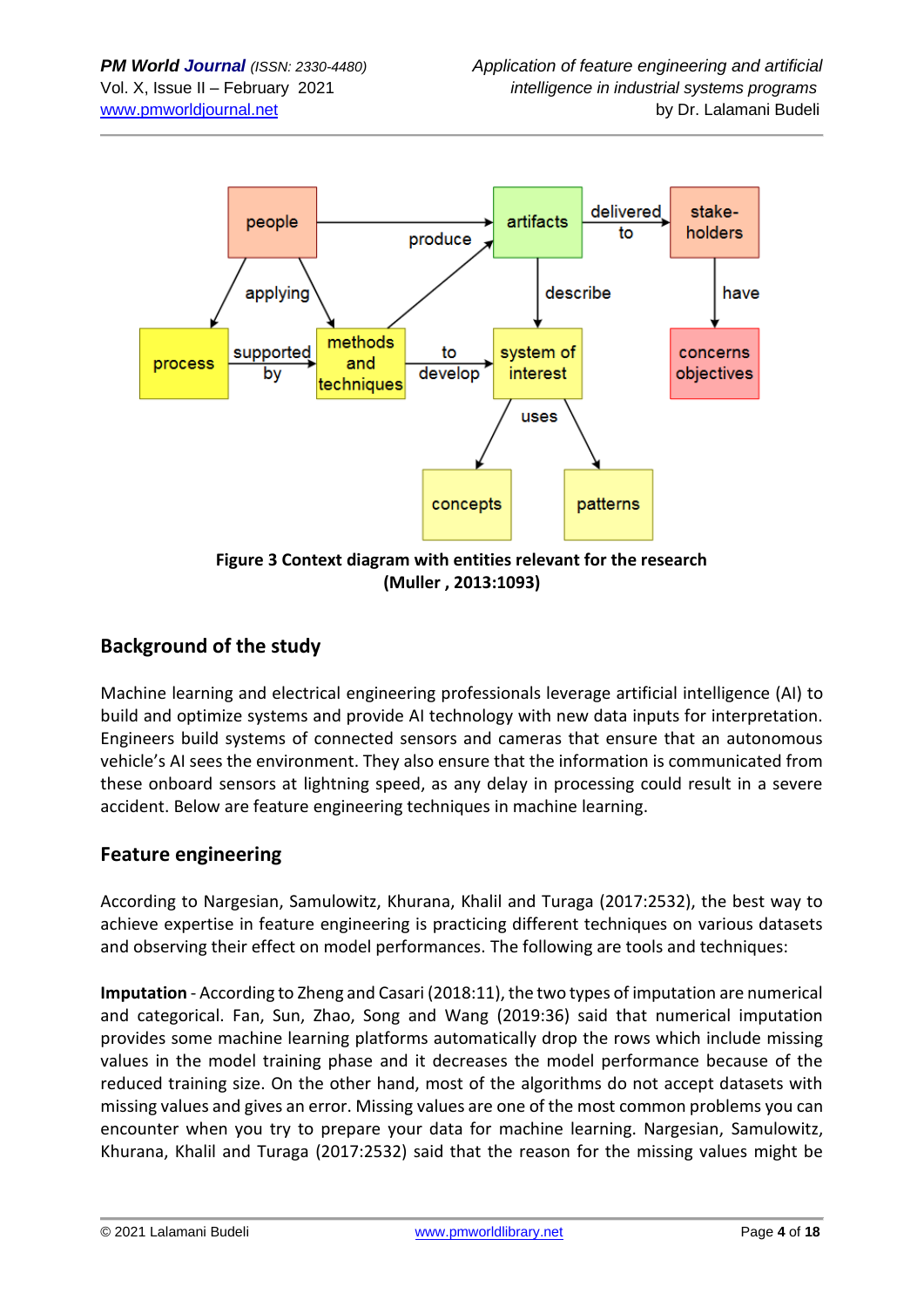Figure 3 Context diagram with entities relevant for the research (Muller , 2013:1093)

## Background of the study

Machine learning and electrical engineering professionals leverage artificial intelligence (AI) to build and optimize systems and provide AI technology with new data inputs for interpretation. Engineers build systems of connected sensors and cameras that ensure that an autonomous vehicle's AI sees the environment. They also ensure that the information is communicated from these onboard sensors at lightning speed, as any delay in processing could result in a severe accident. Below are feature engineering techniques in machine learning.

## Feature engineering

According to Nargesian, Samulowitz, Khurana, Khalil and Turaga (2017:2532), the best way to achieve expertise in feature engineering is practicing different techniques on various datasets and observing their effect on model performances. The following are tools and techniques:

**Imputation** - According to Zheng and Casari (2018:11), the two types of imputation are numerical and categorical. Fan, Sun, Zhao, Song and Wang (2019:36) said that numerical imputation provides some machine learning platforms automatically drop the rows which include missing values in the model training phase and it decreases the model performance because of the reduced training size. On the other hand, most of the algorithms do not accept datasets with missing values and gives an error. Missing values are one of the most common problems you can encounter when you try to prepare your data for machine learning. Nargesian, Samulowitz, Khurana, Khalil and Turaga (2017:2532) said that the reason for the missing values might be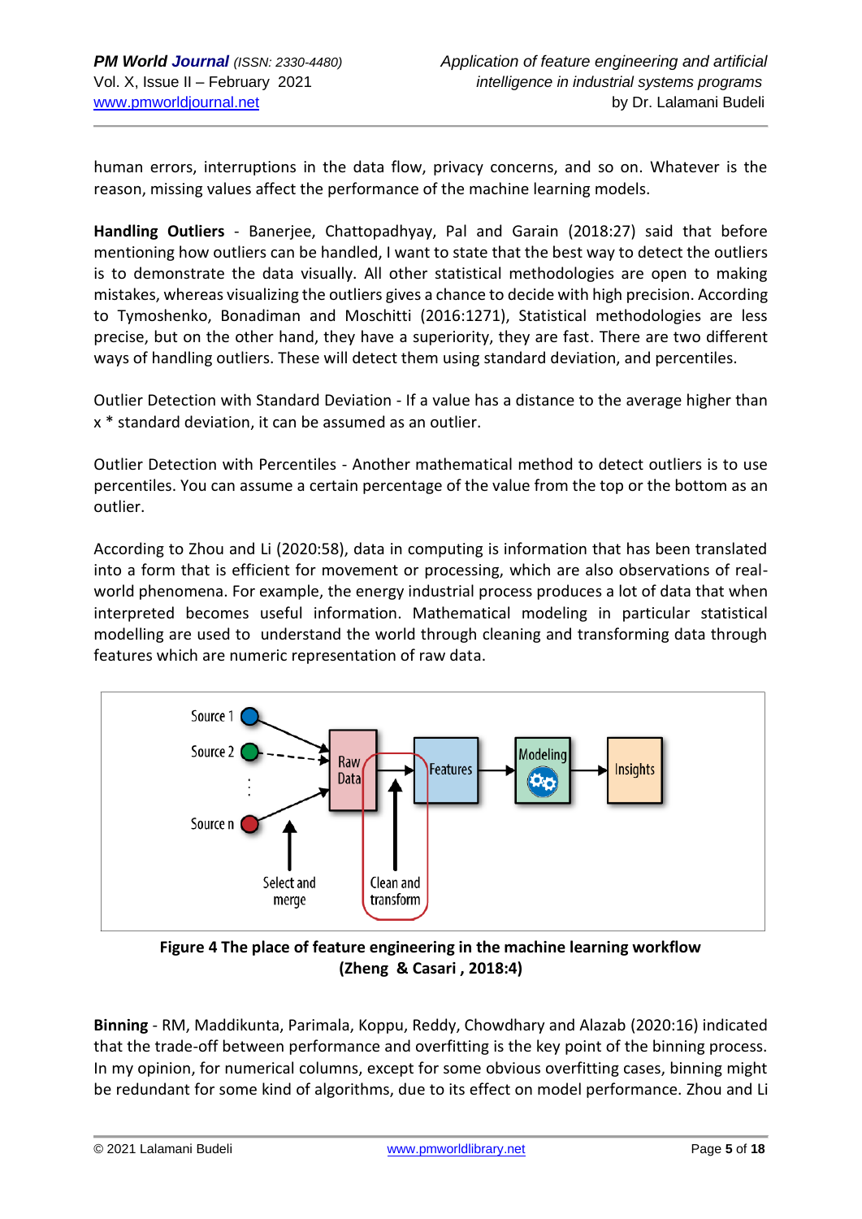human errors, interruptions in the data flow, privacy concerns, and so on. Whatever is the reason, missing values affect the performance of the machine learning models.

**Handling Outliers** - Banerjee, Chattopadhyay, Pal and Garain (2018:27) said that before mentioning how outliers can be handled, I want to state that the best way to detect the outliers is to demonstrate the data visually. All other statistical methodologies are open to making mistakes, whereas visualizing the outliers gives a chance to decide with high precision. According to Tymoshenko, Bonadiman and Moschitti (2016:1271), Statistical methodologies are less precise, but on the other hand, they have a superiority, they are fast. There are two different ways of handling outliers. These will detect them using standard deviation, and percentiles.

Outlier Detection with Standard Deviation - If a value has a distance to the average higher than x * standard deviation, it can be assumed as an outlier.

Outlier Detection with Percentiles - Another mathematical method to detect outliers is to use percentiles. You can assume a certain percentage of the value from the top or the bottom as an outlier.

According to Zhou and Li (2020:58), data in computing is information that has been translated into a form that is efficient for movement or processing, which are also observations of real-world phenomena. For example, the energy industrial process produces a lot of data that when interpreted becomes useful information. Mathematical modeling in particular statistical modelling are used to understand the world through cleaning and transforming data through features which are numeric representation of raw data.

**Figure 4 The place of feature engineering in the machine learning workflow (Zheng & Casari , 2018:4)**

**Binning** - RM, Maddikunta, Parimala, Koppu, Reddy, Chowdhary and Alazab (2020:16) indicated that the trade-off between performance and overfitting is the key point of the binning process. In my opinion, for numerical columns, except for some obvious overfitting cases, binning might be redundant for some kind of algorithms, due to its effect on model performance. Zhou and Li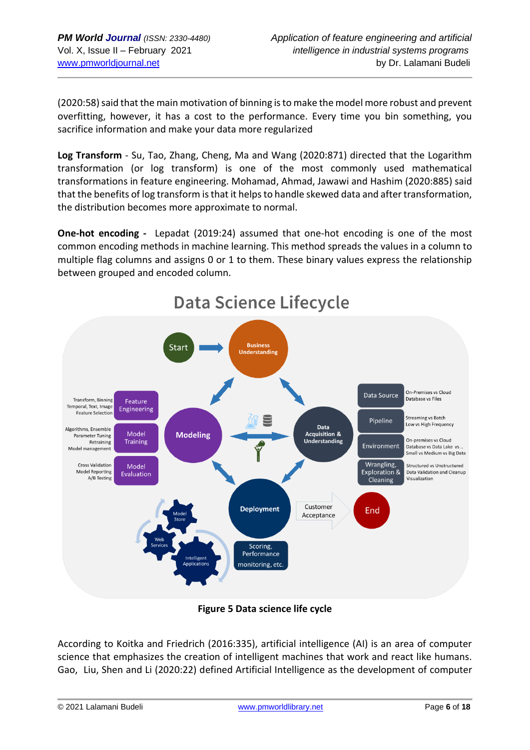(2020:58) said that the main motivation of binning is to make the model more robust and prevent overfitting, however, it has a cost to the performance. Every time you bin something, you sacrifice information and make your data more regularized

**Log Transform** - Su, Tao, Zhang, Cheng, Ma and Wang (2020:871) directed that the Logarithm transformation (or log transform) is one of the most commonly used mathematical transformations in feature engineering. Mohamad, Ahmad, Jawawi and Hashim (2020:885) said that the benefits of log transform is that it helps to handle skewed data and after transformation, the distribution becomes more approximate to normal.

**One-hot encoding -** Lepadat (2019:24) assumed that one-hot encoding is one of the most common encoding methods in machine learning. This method spreads the values in a column to multiple flag columns and assigns 0 or 1 to them. These binary values express the relationship between grouped and encoded column.

**Figure 5 Data science life cycle**

According to Koitka and Friedrich (2016:335), artificial intelligence (AI) is an area of computer science that emphasizes the creation of intelligent machines that work and react like humans. Gao, Liu, Shen and Li (2020:22) defined Artificial Intelligence as the development of computer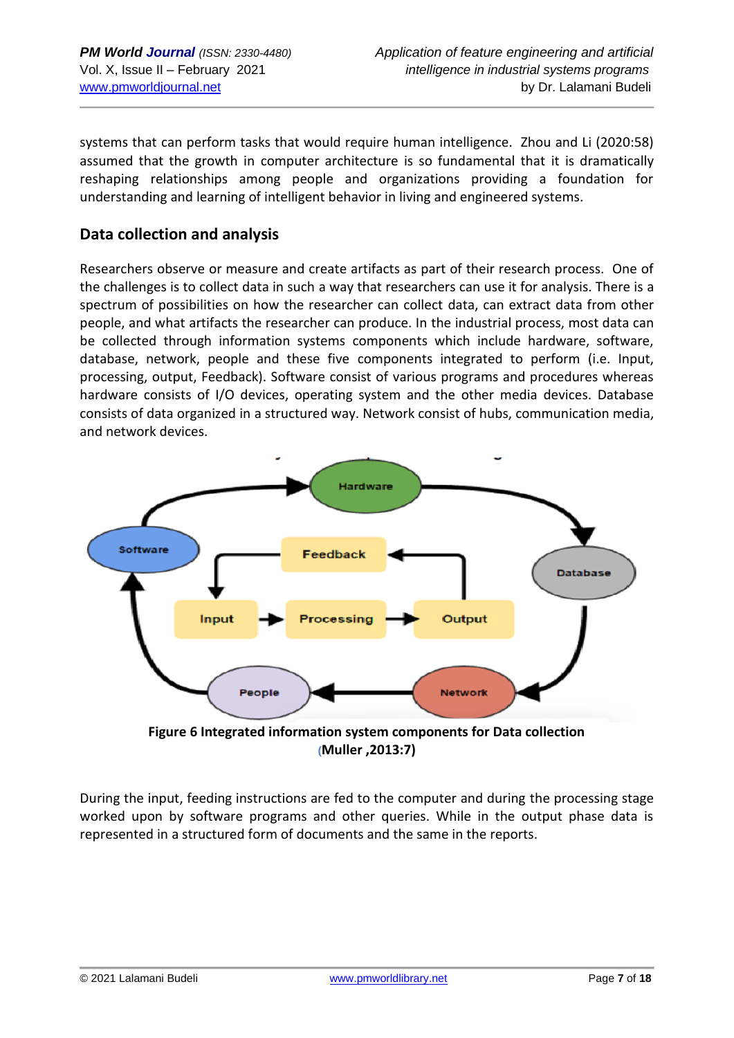systems that can perform tasks that would require human intelligence. Zhou and Li (2020:58) assumed that the growth in computer architecture is so fundamental that it is dramatically reshaping relationships among people and organizations providing a foundation for understanding and learning of intelligent behavior in living and engineered systems.

## Data collection and analysis

Researchers observe or measure and create artifacts as part of their research process. One of the challenges is to collect data in such a way that researchers can use it for analysis. There is a spectrum of possibilities on how the researcher can collect data, can extract data from other people, and what artifacts the researcher can produce. In the industrial process, most data can be collected through information systems components which include hardware, software, database, network, people and these five components integrated to perform (i.e. Input, processing, output, Feedback). Software consist of various programs and procedures whereas hardware consists of I/O devices, operating system and the other media devices. Database consists of data organized in a structured way. Network consist of hubs, communication media, and network devices.

**Figure 6 Integrated information system components for Data collection (Muller ,2013:7)**

During the input, feeding instructions are fed to the computer and during the processing stage worked upon by software programs and other queries. While in the output phase data is represented in a structured form of documents and the same in the reports.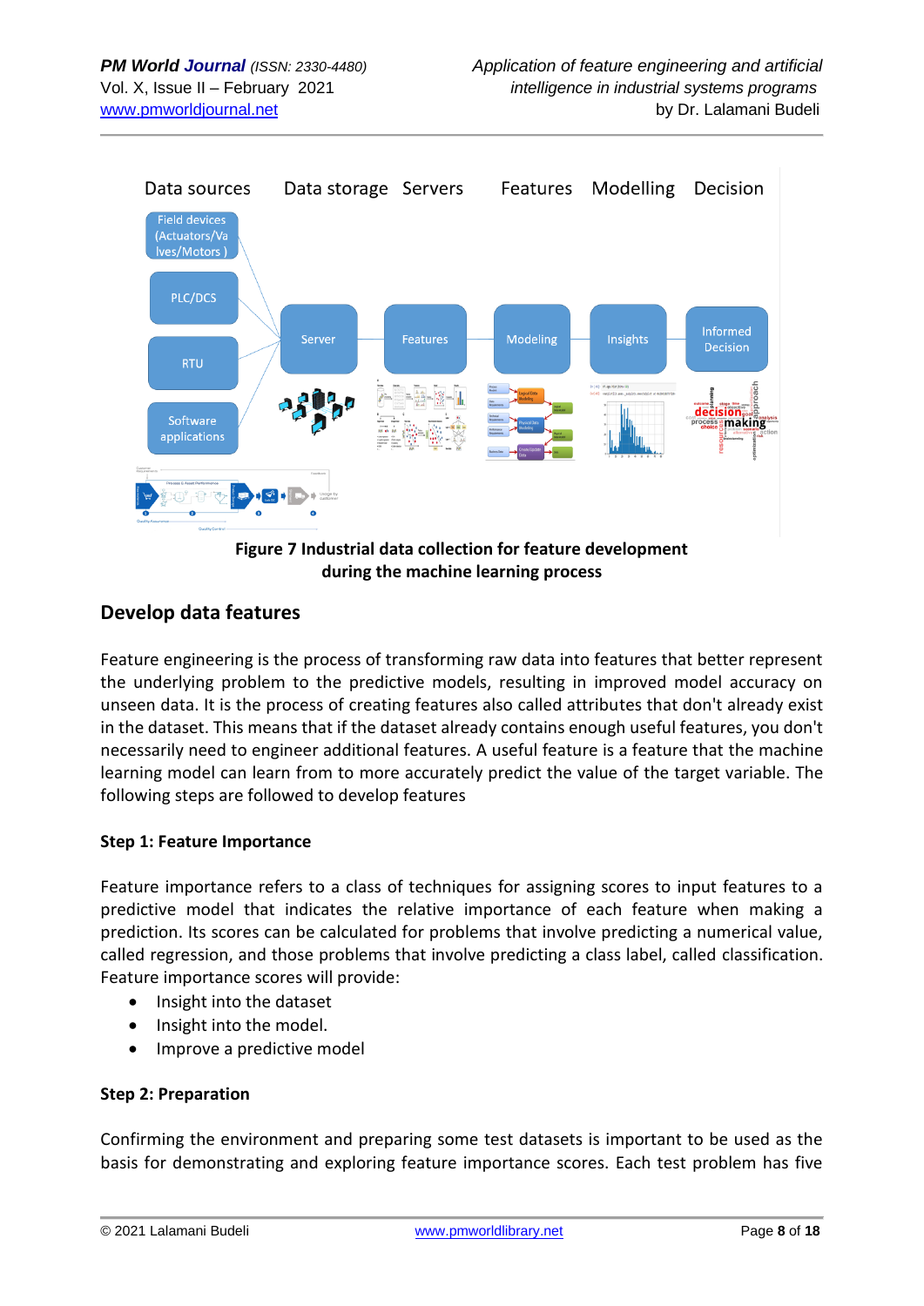**Figure 7 Industrial data collection for feature development during the machine learning process**

## Develop data features

Feature engineering is the process of transforming raw data into features that better represent the underlying problem to the predictive models, resulting in improved model accuracy on unseen data. It is the process of creating features also called attributes that don't already exist in the dataset. This means that if the dataset already contains enough useful features, you don't necessarily need to engineer additional features. A useful feature is a feature that the machine learning model can learn from to more accurately predict the value of the target variable. The following steps are followed to develop features

**Step 1: Feature Importance**

Feature importance refers to a class of techniques for assigning scores to input features to a predictive model that indicates the relative importance of each feature when making a prediction. Its scores can be calculated for problems that involve predicting a numerical value, called regression, and those problems that involve predicting a class label, called classification. Feature importance scores will provide:

- Insight into the dataset
- Insight into the model.
- Improve a predictive model

**Step 2: Preparation**

Confirming the environment and preparing some test datasets is important to be used as the basis for demonstrating and exploring feature importance scores. Each test problem has five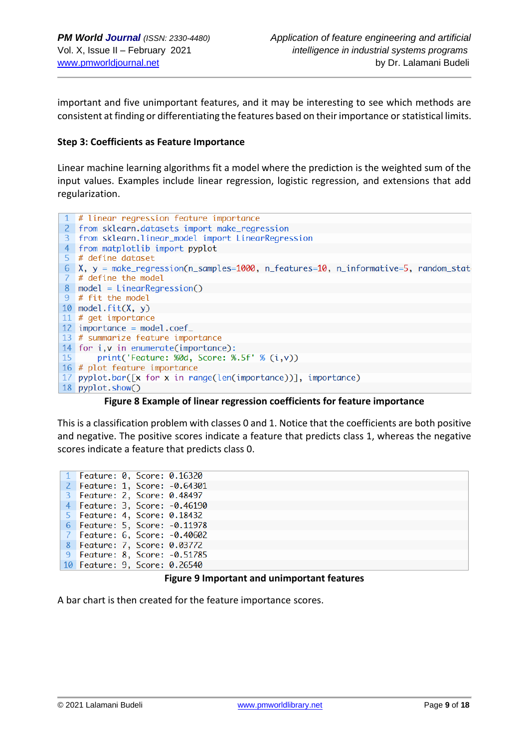important and five unimportant features, and it may be interesting to see which methods are consistent at finding or differentiating the features based on their importance or statistical limits.

### Step 3: Coefficients as Feature Importance

Linear machine learning algorithms fit a model where the prediction is the weighted sum of the input values. Examples include linear regression, logistic regression, and extensions that add regularization.

```
# linear regression feature importance
from sklearn.datasets import make_regression
from sklearn.linear_model import LinearRegression
from matplotlib import pyplot
# define dataset
X, y = make_regression(n_samples=1000, n_features=10, n_informative=5, random_stat
# define the model
model = LinearRegression()
# fit the model
model.fit(X, y)
# get importance
importance = model.coef_
# summarize feature importance
for i,v in enumerate(importance):
    print('Feature: %0d, Score: %.5f' % (i,v))
# plot feature importance
pyplot.bar([x for x in range(len(importance))], importance)
pyplot.show()
```

**Figure 8 Example of linear regression coefficients for feature importance**

This is a classification problem with classes 0 and 1. Notice that the coefficients are both positive and negative. The positive scores indicate a feature that predicts class 1, whereas the negative scores indicate a feature that predicts class 0.

```
Feature: 0, Score: 0.16320
Feature: 1, Score: -0.64301
Feature: 2, Score: 0.48497
Feature: 3, Score: -0.46190
Feature: 4, Score: 0.18432
Feature: 5, Score: -0.11978
Feature: 6, Score: -0.40602
Feature: 7, Score: 0.03772
Feature: 8, Score: -0.51785
Feature: 9, Score: 0.26540
```

**Figure 9 Important and unimportant features**

A bar chart is then created for the feature importance scores.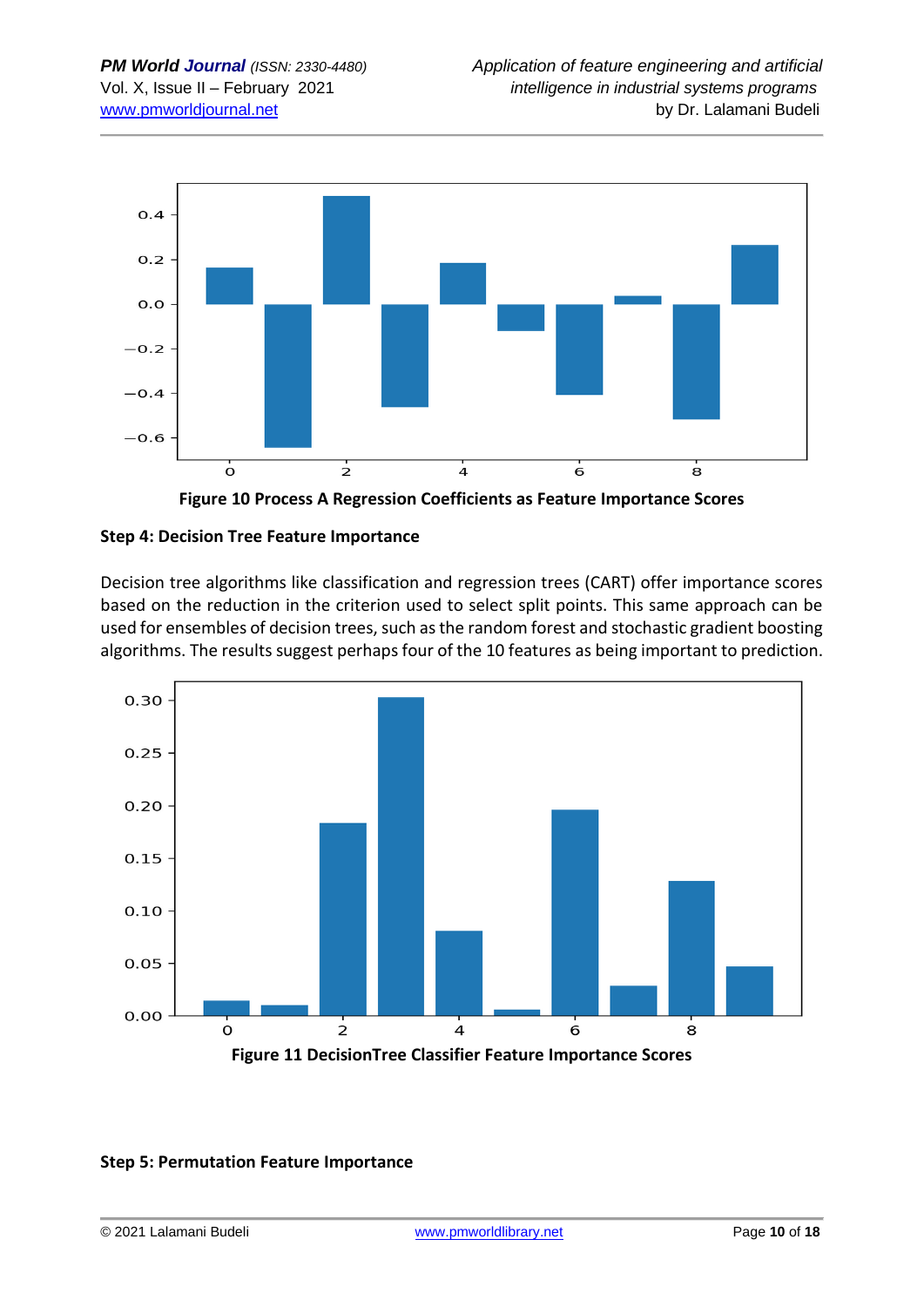Figure 10 Process A Regression Coefficients as Feature Importance Scores

**Step 4: Decision Tree Feature Importance**

Decision tree algorithms like classification and regression trees (CART) offer importance scores based on the reduction in the criterion used to select split points. This same approach can be used for ensembles of decision trees, such as the random forest and stochastic gradient boosting algorithms. The results suggest perhaps four of the 10 features as being important to prediction.

Figure 11 DecisionTree Classifier Feature Importance Scores

**Step 5: Permutation Feature Importance**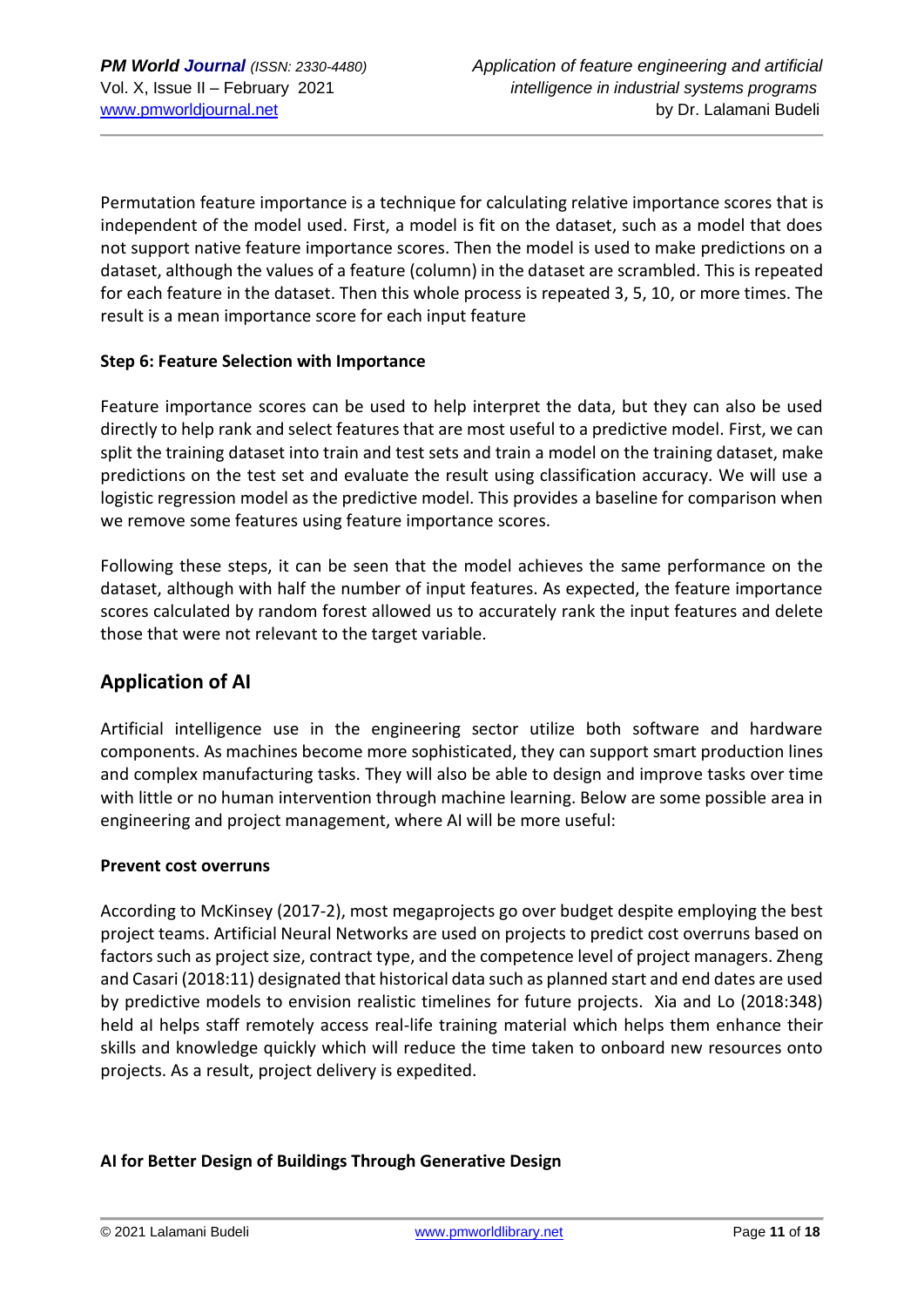Permutation feature importance is a technique for calculating relative importance scores that is independent of the model used. First, a model is fit on the dataset, such as a model that does not support native feature importance scores. Then the model is used to make predictions on a dataset, although the values of a feature (column) in the dataset are scrambled. This is repeated for each feature in the dataset. Then this whole process is repeated 3, 5, 10, or more times. The result is a mean importance score for each input feature

**Step 6: Feature Selection with Importance**

Feature importance scores can be used to help interpret the data, but they can also be used directly to help rank and select features that are most useful to a predictive model. First, we can split the training dataset into train and test sets and train a model on the training dataset, make predictions on the test set and evaluate the result using classification accuracy. We will use a logistic regression model as the predictive model. This provides a baseline for comparison when we remove some features using feature importance scores.

Following these steps, it can be seen that the model achieves the same performance on the dataset, although with half the number of input features. As expected, the feature importance scores calculated by random forest allowed us to accurately rank the input features and delete those that were not relevant to the target variable.

## Application of AI

Artificial intelligence use in the engineering sector utilize both software and hardware components. As machines become more sophisticated, they can support smart production lines and complex manufacturing tasks. They will also be able to design and improve tasks over time with little or no human intervention through machine learning. Below are some possible area in engineering and project management, where AI will be more useful:

**Prevent cost overruns**

According to McKinsey (2017-2), most megaprojects go over budget despite employing the best project teams. Artificial Neural Networks are used on projects to predict cost overruns based on factors such as project size, contract type, and the competence level of project managers. Zheng and Casari (2018:11) designated that historical data such as planned start and end dates are used by predictive models to envision realistic timelines for future projects. Xia and Lo (2018:348) held aI helps staff remotely access real-life training material which helps them enhance their skills and knowledge quickly which will reduce the time taken to onboard new resources onto projects. As a result, project delivery is expedited.

**AI for Better Design of Buildings Through Generative Design**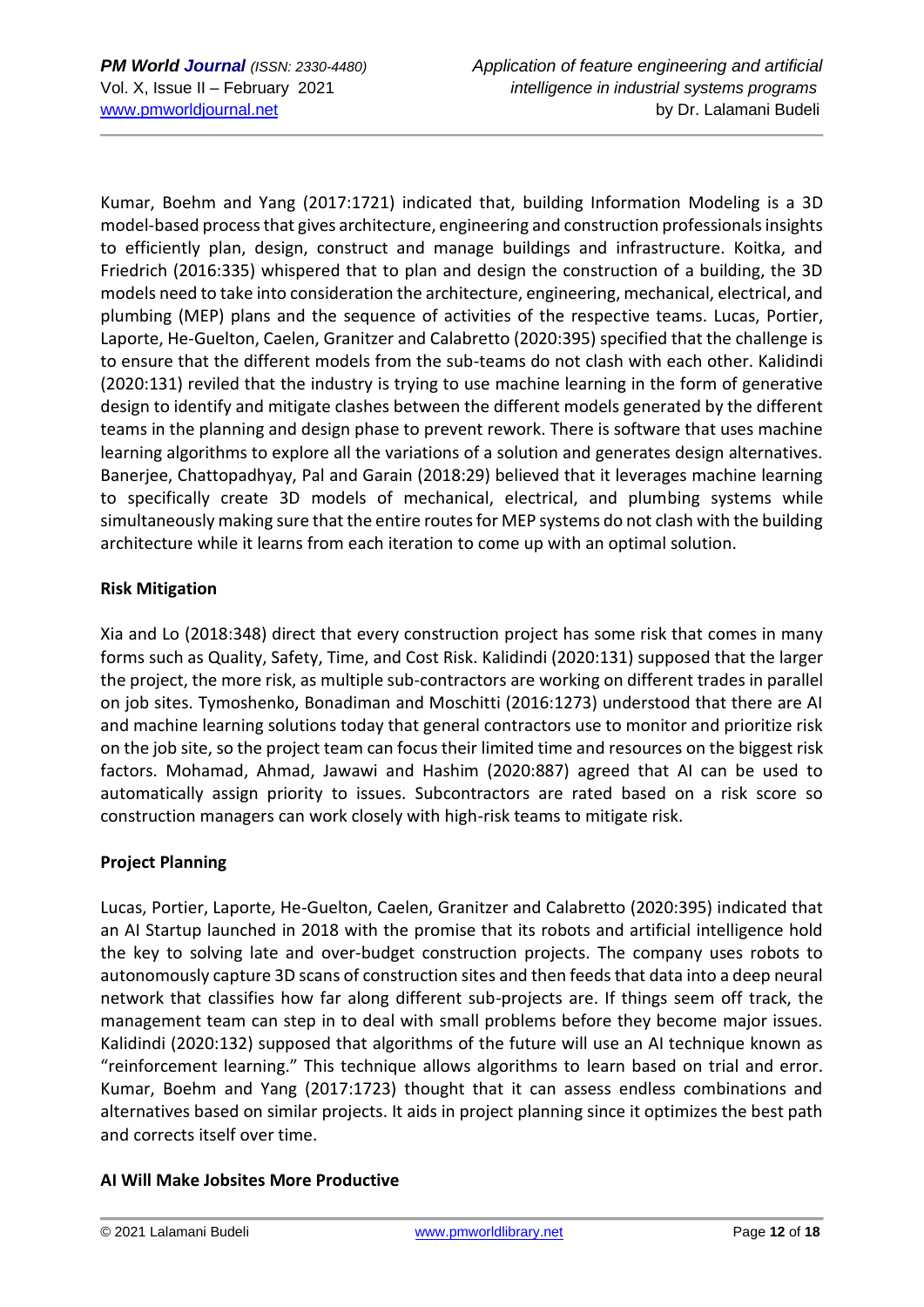Kumar, Boehm and Yang (2017:1721) indicated that, building Information Modeling is a 3D model-based process that gives architecture, engineering and construction professionals insights to efficiently plan, design, construct and manage buildings and infrastructure. Koitka, and Friedrich (2016:335) whispered that to plan and design the construction of a building, the 3D models need to take into consideration the architecture, engineering, mechanical, electrical, and plumbing (MEP) plans and the sequence of activities of the respective teams. Lucas, Portier, Laporte, He-Guelton, Caelen, Granitzer and Calabretto (2020:395) specified that the challenge is to ensure that the different models from the sub-teams do not clash with each other. Kalidindi (2020:131) reviled that the industry is trying to use machine learning in the form of generative design to identify and mitigate clashes between the different models generated by the different teams in the planning and design phase to prevent rework. There is software that uses machine learning algorithms to explore all the variations of a solution and generates design alternatives. Banerjee, Chattopadhyay, Pal and Garain (2018:29) believed that it leverages machine learning to specifically create 3D models of mechanical, electrical, and plumbing systems while simultaneously making sure that the entire routes for MEP systems do not clash with the building architecture while it learns from each iteration to come up with an optimal solution.

**Risk Mitigation**

Xia and Lo (2018:348) direct that every construction project has some risk that comes in many forms such as Quality, Safety, Time, and Cost Risk. Kalidindi (2020:131) supposed that the larger the project, the more risk, as multiple sub-contractors are working on different trades in parallel on job sites. Tymoshenko, Bonadiman and Moschitti (2016:1273) understood that there are AI and machine learning solutions today that general contractors use to monitor and prioritize risk on the job site, so the project team can focus their limited time and resources on the biggest risk factors. Mohamad, Ahmad, Jawawi and Hashim (2020:887) agreed that AI can be used to automatically assign priority to issues. Subcontractors are rated based on a risk score so construction managers can work closely with high-risk teams to mitigate risk.

**Project Planning**

Lucas, Portier, Laporte, He-Guelton, Caelen, Granitzer and Calabretto (2020:395) indicated that an AI Startup launched in 2018 with the promise that its robots and artificial intelligence hold the key to solving late and over-budget construction projects. The company uses robots to autonomously capture 3D scans of construction sites and then feeds that data into a deep neural network that classifies how far along different sub-projects are. If things seem off track, the management team can step in to deal with small problems before they become major issues. Kalidindi (2020:132) supposed that algorithms of the future will use an AI technique known as "reinforcement learning." This technique allows algorithms to learn based on trial and error. Kumar, Boehm and Yang (2017:1723) thought that it can assess endless combinations and alternatives based on similar projects. It aids in project planning since it optimizes the best path and corrects itself over time.

**AI Will Make Jobsites More Productive**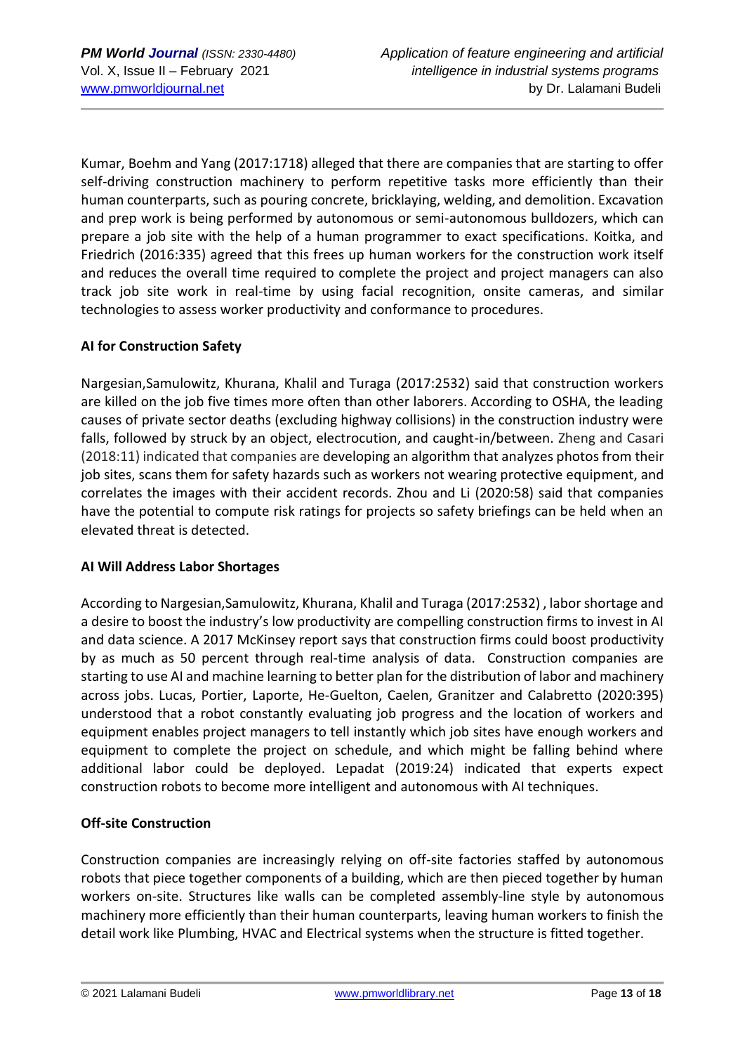Kumar, Boehm and Yang (2017:1718) alleged that there are companies that are starting to offer self-driving construction machinery to perform repetitive tasks more efficiently than their human counterparts, such as pouring concrete, bricklaying, welding, and demolition. Excavation and prep work is being performed by autonomous or semi-autonomous bulldozers, which can prepare a job site with the help of a human programmer to exact specifications. Koitka, and Friedrich (2016:335) agreed that this frees up human workers for the construction work itself and reduces the overall time required to complete the project and project managers can also track job site work in real-time by using facial recognition, onsite cameras, and similar technologies to assess worker productivity and conformance to procedures.

### AI for Construction Safety

Nargesian,Samulowitz, Khurana, Khalil and Turaga (2017:2532) said that construction workers are killed on the job five times more often than other laborers. According to OSHA, the leading causes of private sector deaths (excluding highway collisions) in the construction industry were falls, followed by struck by an object, electrocution, and caught-in/between. Zheng and Casari (2018:11) indicated that companies are developing an algorithm that analyzes photos from their job sites, scans them for safety hazards such as workers not wearing protective equipment, and correlates the images with their accident records. Zhou and Li (2020:58) said that companies have the potential to compute risk ratings for projects so safety briefings can be held when an elevated threat is detected.

### AI Will Address Labor Shortages

According to Nargesian,Samulowitz, Khurana, Khalil and Turaga (2017:2532) , labor shortage and a desire to boost the industry's low productivity are compelling construction firms to invest in AI and data science. A 2017 McKinsey report says that construction firms could boost productivity by as much as 50 percent through real-time analysis of data. Construction companies are starting to use AI and machine learning to better plan for the distribution of labor and machinery across jobs. Lucas, Portier, Laporte, He-Guelton, Caelen, Granitzer and Calabretto (2020:395) understood that a robot constantly evaluating job progress and the location of workers and equipment enables project managers to tell instantly which job sites have enough workers and equipment to complete the project on schedule, and which might be falling behind where additional labor could be deployed. Lepadat (2019:24) indicated that experts expect construction robots to become more intelligent and autonomous with AI techniques.

### Off-site Construction

Construction companies are increasingly relying on off-site factories staffed by autonomous robots that piece together components of a building, which are then pieced together by human workers on-site. Structures like walls can be completed assembly-line style by autonomous machinery more efficiently than their human counterparts, leaving human workers to finish the detail work like Plumbing, HVAC and Electrical systems when the structure is fitted together.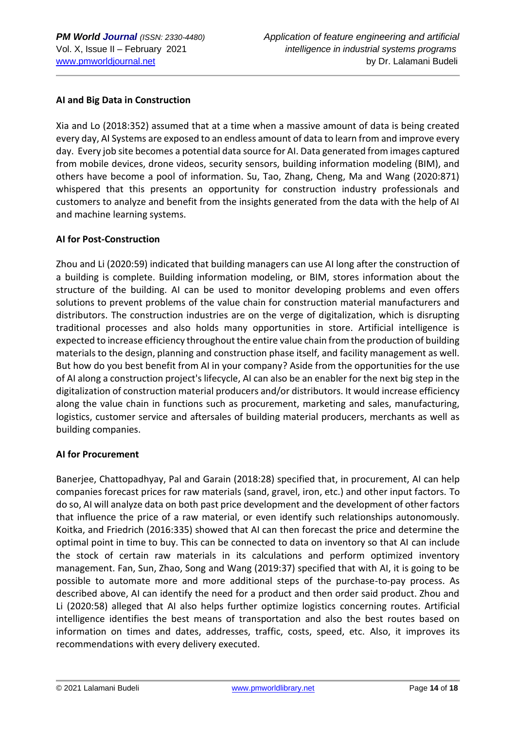**AI and Big Data in Construction**

Xia and Lo (2018:352) assumed that at a time when a massive amount of data is being created every day, AI Systems are exposed to an endless amount of data to learn from and improve every day. Every job site becomes a potential data source for AI. Data generated from images captured from mobile devices, drone videos, security sensors, building information modeling (BIM), and others have become a pool of information. Su, Tao, Zhang, Cheng, Ma and Wang (2020:871) whispered that this presents an opportunity for construction industry professionals and customers to analyze and benefit from the insights generated from the data with the help of AI and machine learning systems.

**AI for Post-Construction**

Zhou and Li (2020:59) indicated that building managers can use AI long after the construction of a building is complete. Building information modeling, or BIM, stores information about the structure of the building. AI can be used to monitor developing problems and even offers solutions to prevent problems of the value chain for construction material manufacturers and distributors. The construction industries are on the verge of digitalization, which is disrupting traditional processes and also holds many opportunities in store. Artificial intelligence is expected to increase efficiency throughout the entire value chain from the production of building materials to the design, planning and construction phase itself, and facility management as well. But how do you best benefit from AI in your company? Aside from the opportunities for the use of AI along a construction project's lifecycle, AI can also be an enabler for the next big step in the digitalization of construction material producers and/or distributors. It would increase efficiency along the value chain in functions such as procurement, marketing and sales, manufacturing, logistics, customer service and aftersales of building material producers, merchants as well as building companies.

**AI for Procurement**

Banerjee, Chattopadhyay, Pal and Garain (2018:28) specified that, in procurement, AI can help companies forecast prices for raw materials (sand, gravel, iron, etc.) and other input factors. To do so, AI will analyze data on both past price development and the development of other factors that influence the price of a raw material, or even identify such relationships autonomously. Koitka, and Friedrich (2016:335) showed that AI can then forecast the price and determine the optimal point in time to buy. This can be connected to data on inventory so that AI can include the stock of certain raw materials in its calculations and perform optimized inventory management. Fan, Sun, Zhao, Song and Wang (2019:37) specified that with AI, it is going to be possible to automate more and more additional steps of the purchase-to-pay process. As described above, AI can identify the need for a product and then order said product. Zhou and Li (2020:58) alleged that AI also helps further optimize logistics concerning routes. Artificial intelligence identifies the best means of transportation and also the best routes based on information on times and dates, addresses, traffic, costs, speed, etc. Also, it improves its recommendations with every delivery executed.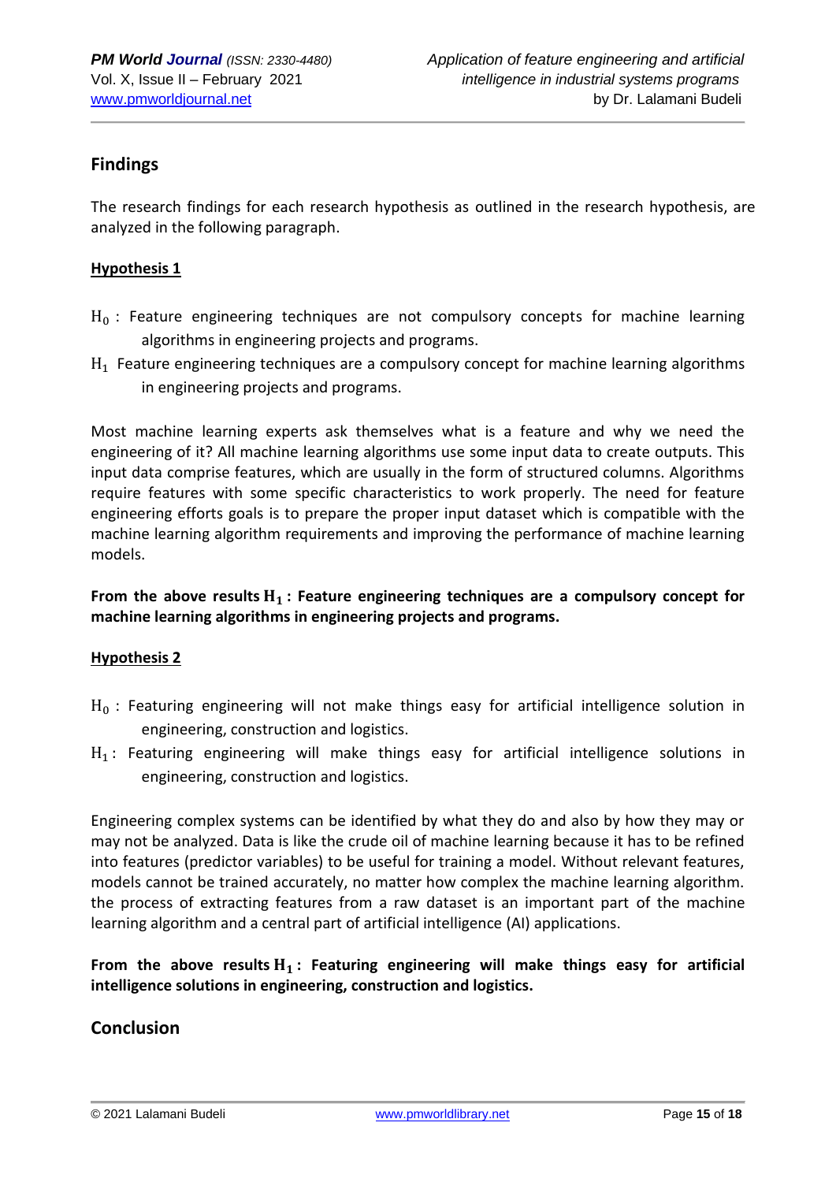## Findings

The research findings for each research hypothesis as outlined in the research hypothesis, are analyzed in the following paragraph.

### Hypothesis 1

$\mathrm{H}_0$ : Feature engineering techniques are not compulsory concepts for machine learning algorithms in engineering projects and programs.

$\mathrm{H}_1$ Feature engineering techniques are a compulsory concept for machine learning algorithms in engineering projects and programs.

Most machine learning experts ask themselves what is a feature and why we need the engineering of it? All machine learning algorithms use some input data to create outputs. This input data comprise features, which are usually in the form of structured columns. Algorithms require features with some specific characteristics to work properly. The need for feature engineering efforts goals is to prepare the proper input dataset which is compatible with the machine learning algorithm requirements and improving the performance of machine learning models.

**From the above results $\mathbf{H}_1$ : Feature engineering techniques are a compulsory concept for machine learning algorithms in engineering projects and programs.**

### Hypothesis 2

$\mathrm{H}_0$ : Featuring engineering will not make things easy for artificial intelligence solution in engineering, construction and logistics.

$\mathrm{H}_1$ : Featuring engineering will make things easy for artificial intelligence solutions in engineering, construction and logistics.

Engineering complex systems can be identified by what they do and also by how they may or may not be analyzed. Data is like the crude oil of machine learning because it has to be refined into features (predictor variables) to be useful for training a model. Without relevant features, models cannot be trained accurately, no matter how complex the machine learning algorithm. the process of extracting features from a raw dataset is an important part of the machine learning algorithm and a central part of artificial intelligence (AI) applications.

**From the above results $\mathbf{H}_1$ : Featuring engineering will make things easy for artificial intelligence solutions in engineering, construction and logistics.**

## Conclusion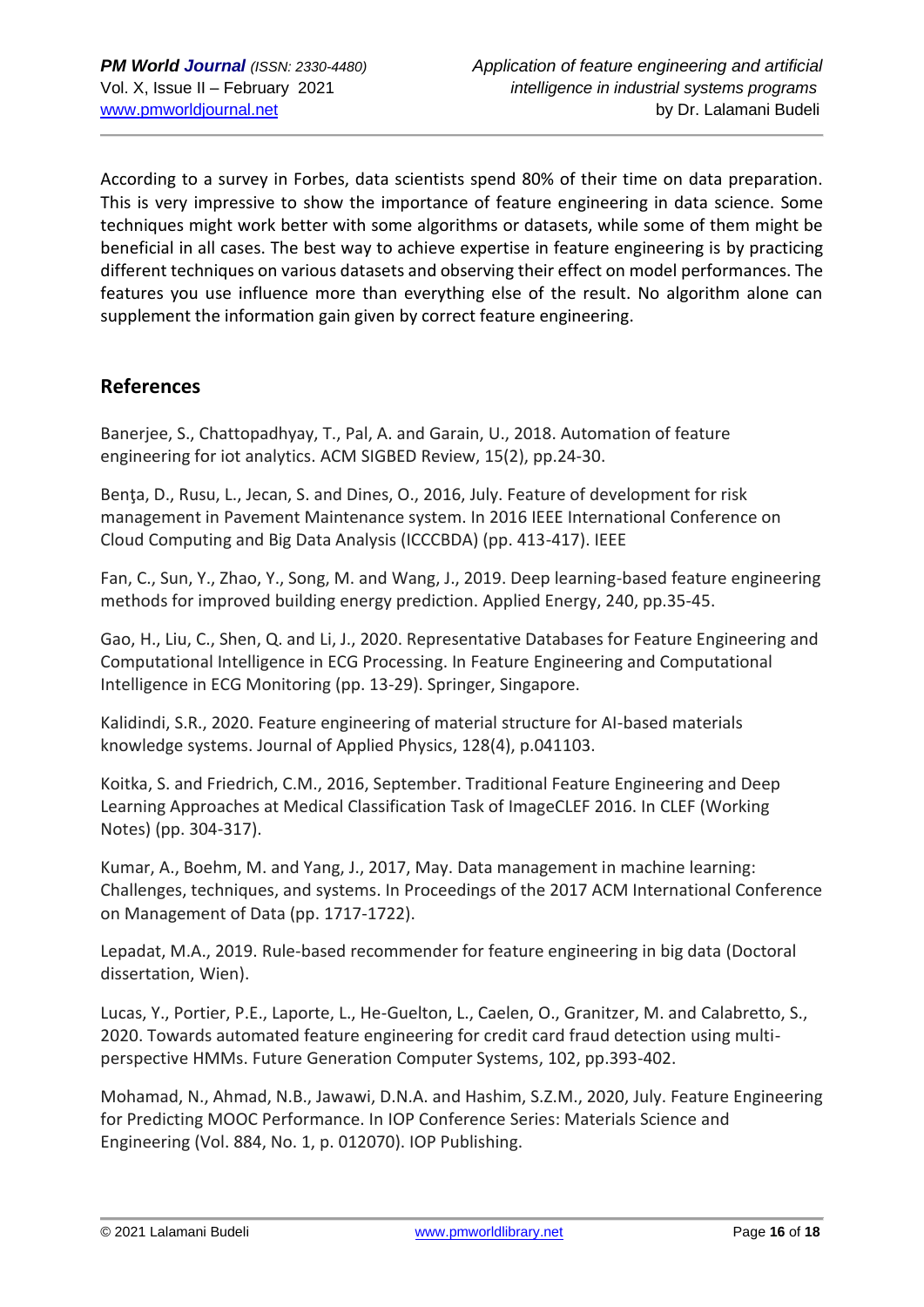According to a survey in Forbes, data scientists spend 80% of their time on data preparation. This is very impressive to show the importance of feature engineering in data science. Some techniques might work better with some algorithms or datasets, while some of them might be beneficial in all cases. The best way to achieve expertise in feature engineering is by practicing different techniques on various datasets and observing their effect on model performances. The features you use influence more than everything else of the result. No algorithm alone can supplement the information gain given by correct feature engineering.

## References

Banerjee, S., Chattopadhyay, T., Pal, A. and Garain, U., 2018. Automation of feature engineering for iot analytics. ACM SIGBED Review, 15(2), pp.24-30.

Benţa, D., Rusu, L., Jecan, S. and Dines, O., 2016, July. Feature of development for risk management in Pavement Maintenance system. In 2016 IEEE International Conference on Cloud Computing and Big Data Analysis (ICCCBDA) (pp. 413-417). IEEE

Fan, C., Sun, Y., Zhao, Y., Song, M. and Wang, J., 2019. Deep learning-based feature engineering methods for improved building energy prediction. Applied Energy, 240, pp.35-45.

Gao, H., Liu, C., Shen, Q. and Li, J., 2020. Representative Databases for Feature Engineering and Computational Intelligence in ECG Processing. In Feature Engineering and Computational Intelligence in ECG Monitoring (pp. 13-29). Springer, Singapore.

Kalidindi, S.R., 2020. Feature engineering of material structure for AI-based materials knowledge systems. Journal of Applied Physics, 128(4), p.041103.

Koitka, S. and Friedrich, C.M., 2016, September. Traditional Feature Engineering and Deep Learning Approaches at Medical Classification Task of ImageCLEF 2016. In CLEF (Working Notes) (pp. 304-317).

Kumar, A., Boehm, M. and Yang, J., 2017, May. Data management in machine learning: Challenges, techniques, and systems. In Proceedings of the 2017 ACM International Conference on Management of Data (pp. 1717-1722).

Lepadat, M.A., 2019. Rule-based recommender for feature engineering in big data (Doctoral dissertation, Wien).

Lucas, Y., Portier, P.E., Laporte, L., He-Guelton, L., Caelen, O., Granitzer, M. and Calabretto, S., 2020. Towards automated feature engineering for credit card fraud detection using multi-perspective HMMs. Future Generation Computer Systems, 102, pp.393-402.

Mohamad, N., Ahmad, N.B., Jawawi, D.N.A. and Hashim, S.Z.M., 2020, July. Feature Engineering for Predicting MOOC Performance. In IOP Conference Series: Materials Science and Engineering (Vol. 884, No. 1, p. 012070). IOP Publishing.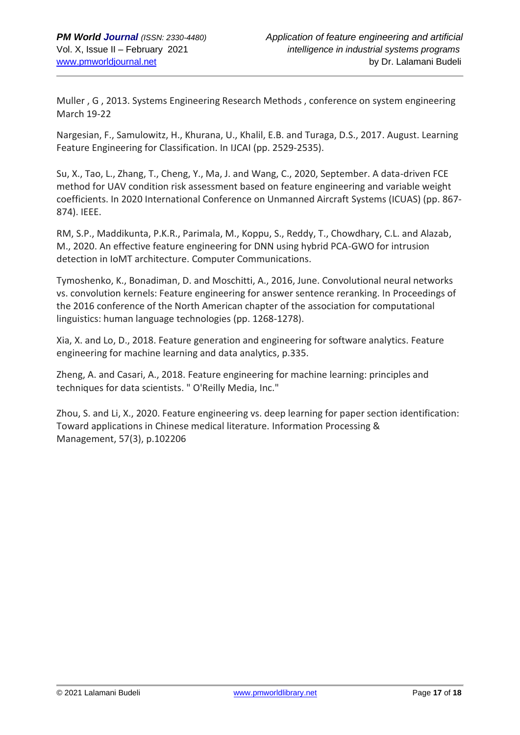Muller , G , 2013. Systems Engineering Research Methods , conference on system engineering March 19-22

Nargesian, F., Samulowitz, H., Khurana, U., Khalil, E.B. and Turaga, D.S., 2017. August. Learning Feature Engineering for Classification. In IJCAI (pp. 2529-2535).

Su, X., Tao, L., Zhang, T., Cheng, Y., Ma, J. and Wang, C., 2020, September. A data-driven FCE method for UAV condition risk assessment based on feature engineering and variable weight coefficients. In 2020 International Conference on Unmanned Aircraft Systems (ICUAS) (pp. 867-874). IEEE.

RM, S.P., Maddikunta, P.K.R., Parimala, M., Koppu, S., Reddy, T., Chowdhary, C.L. and Alazab, M., 2020. An effective feature engineering for DNN using hybrid PCA-GWO for intrusion detection in IoMT architecture. Computer Communications.

Tymoshenko, K., Bonadiman, D. and Moschitti, A., 2016, June. Convolutional neural networks vs. convolution kernels: Feature engineering for answer sentence reranking. In Proceedings of the 2016 conference of the North American chapter of the association for computational linguistics: human language technologies (pp. 1268-1278).

Xia, X. and Lo, D., 2018. Feature generation and engineering for software analytics. Feature engineering for machine learning and data analytics, p.335.

Zheng, A. and Casari, A., 2018. Feature engineering for machine learning: principles and techniques for data scientists. " O'Reilly Media, Inc."

Zhou, S. and Li, X., 2020. Feature engineering vs. deep learning for paper section identification: Toward applications in Chinese medical literature. Information Processing & Management, 57(3), p.102206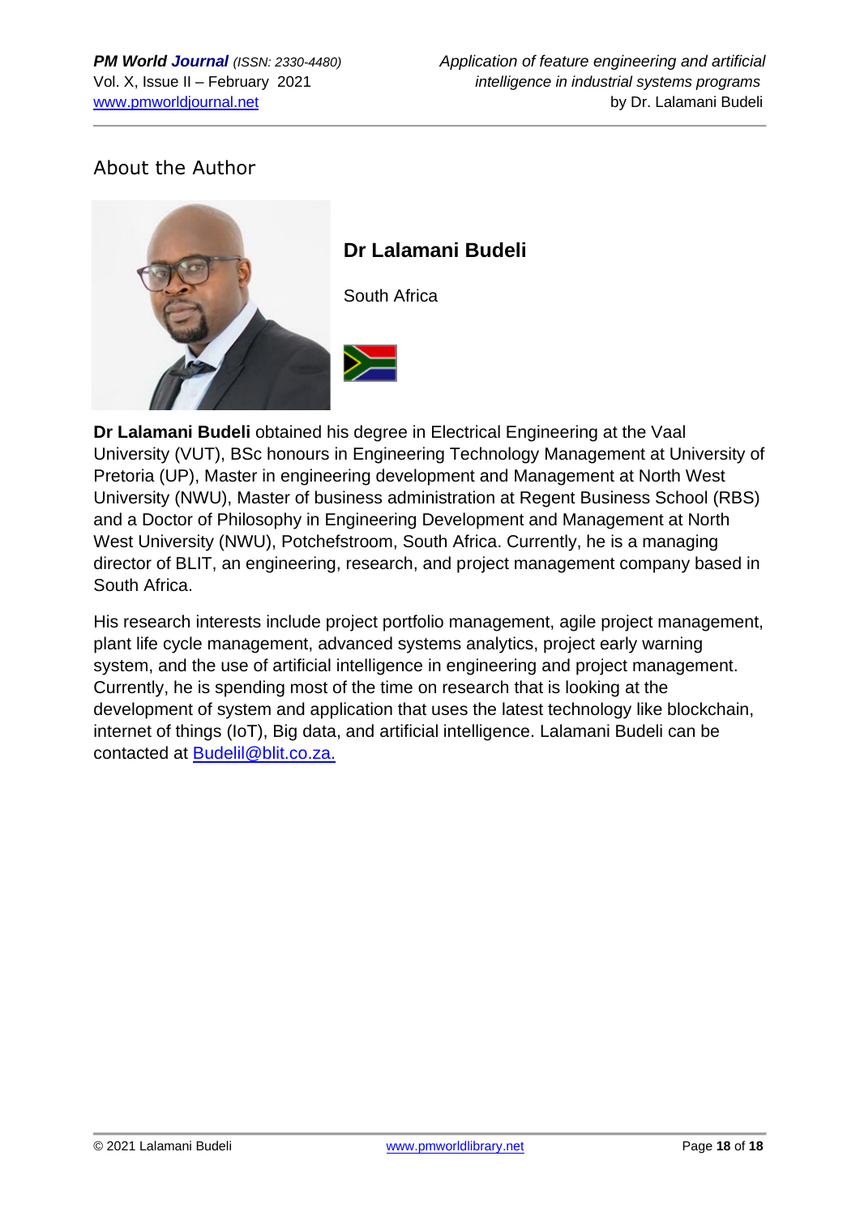## About the Author

### Dr Lalamani Budeli

South Africa

**Dr Lalamani Budeli** obtained his degree in Electrical Engineering at the Vaal University (VUT), BSc honours in Engineering Technology Management at University of Pretoria (UP), Master in engineering development and Management at North West University (NWU), Master of business administration at Regent Business School (RBS) and a Doctor of Philosophy in Engineering Development and Management at North West University (NWU), Potchefstroom, South Africa. Currently, he is a managing director of BLIT, an engineering, research, and project management company based in South Africa.

His research interests include project portfolio management, agile project management, plant life cycle management, advanced systems analytics, project early warning system, and the use of artificial intelligence in engineering and project management. Currently, he is spending most of the time on research that is looking at the development of system and application that uses the latest technology like blockchain, internet of things (IoT), Big data, and artificial intelligence. Lalamani Budeli can be contacted at Budelil@blit.co.za.